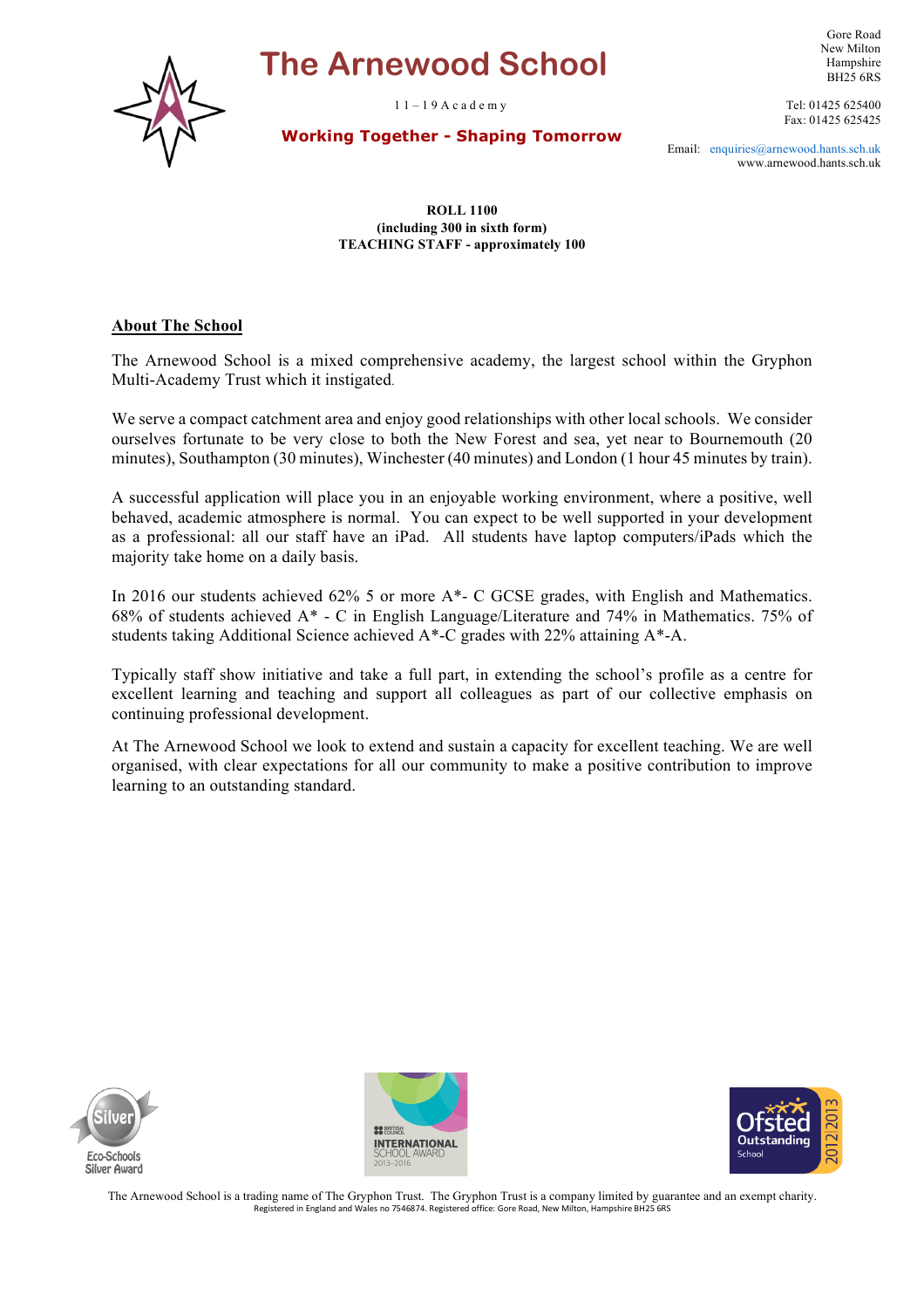# The Arnewood School

11 – 19 Academy

**Working Together - Shaping Tomorrow**

Gore Road
New Milton
Hampshire
BH25 6RS

Tel: 01425 625400
Fax: 01425 625425

Email: enquiries@arnewood.hants.sch.uk
www.arnewood.hants.sch.uk

**ROLL 1100**
**(including 300 in sixth form)**
**TEACHING STAFF - approximately 100**

## About The School

The Arnewood School is a mixed comprehensive academy, the largest school within the Gryphon Multi-Academy Trust which it instigated.

We serve a compact catchment area and enjoy good relationships with other local schools. We consider ourselves fortunate to be very close to both the New Forest and sea, yet near to Bournemouth (20 minutes), Southampton (30 minutes), Winchester (40 minutes) and London (1 hour 45 minutes by train).

A successful application will place you in an enjoyable working environment, where a positive, well behaved, academic atmosphere is normal. You can expect to be well supported in your development as a professional: all our staff have an iPad. All students have laptop computers/iPads which the majority take home on a daily basis.

In 2016 our students achieved 62% 5 or more A*- C GCSE grades, with English and Mathematics. 68% of students achieved A* - C in English Language/Literature and 74% in Mathematics. 75% of students taking Additional Science achieved A*-C grades with 22% attaining A*-A.

Typically staff show initiative and take a full part, in extending the school's profile as a centre for excellent learning and teaching and support all colleagues as part of our collective emphasis on continuing professional development.

At The Arnewood School we look to extend and sustain a capacity for excellent teaching. We are well organised, with clear expectations for all our community to make a positive contribution to improve learning to an outstanding standard.

Silver Eco-Schools Silver Award

British Council INTERNATIONAL SCHOOL AWARD 2013–2016

Ofsted Outstanding School 2012|2013

The Arnewood School is a trading name of The Gryphon Trust. The Gryphon Trust is a company limited by guarantee and an exempt charity.
Registered in England and Wales no 7546874. Registered office: Gore Road, New Milton, Hampshire BH25 6RS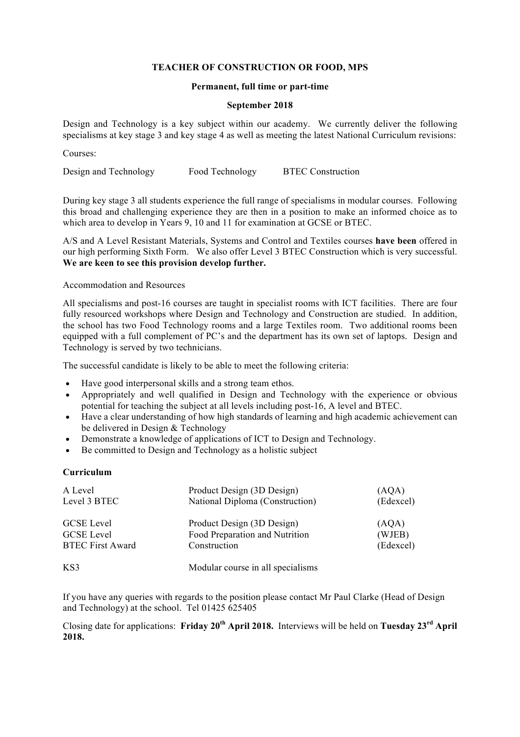# TEACHER OF CONSTRUCTION OR FOOD, MPS

**Permanent, full time or part-time**

**September 2018**

Design and Technology is a key subject within our academy. We currently deliver the following specialisms at key stage 3 and key stage 4 as well as meeting the latest National Curriculum revisions:

Courses:

Design and Technology   Food Technology   BTEC Construction

During key stage 3 all students experience the full range of specialisms in modular courses. Following this broad and challenging experience they are then in a position to make an informed choice as to which area to develop in Years 9, 10 and 11 for examination at GCSE or BTEC.

A/S and A Level Resistant Materials, Systems and Control and Textiles courses **have been** offered in our high performing Sixth Form. We also offer Level 3 BTEC Construction which is very successful. **We are keen to see this provision develop further.**

Accommodation and Resources

All specialisms and post-16 courses are taught in specialist rooms with ICT facilities. There are four fully resourced workshops where Design and Technology and Construction are studied. In addition, the school has two Food Technology rooms and a large Textiles room. Two additional rooms been equipped with a full complement of PC's and the department has its own set of laptops. Design and Technology is served by two technicians.

The successful candidate is likely to be able to meet the following criteria:

- Have good interpersonal skills and a strong team ethos.
- Appropriately and well qualified in Design and Technology with the experience or obvious potential for teaching the subject at all levels including post-16, A level and BTEC.
- Have a clear understanding of how high standards of learning and high academic achievement can be delivered in Design & Technology
- Demonstrate a knowledge of applications of ICT to Design and Technology.
- Be committed to Design and Technology as a holistic subject

**Curriculum**

| | | |
|---|---|---|
| A Level | Product Design (3D Design) | (AQA) |
| Level 3 BTEC | National Diploma (Construction) | (Edexcel) |
| GCSE Level | Product Design (3D Design) | (AQA) |
| GCSE Level | Food Preparation and Nutrition | (WJEB) |
| BTEC First Award | Construction | (Edexcel) |
| KS3 | Modular course in all specialisms | |

If you have any queries with regards to the position please contact Mr Paul Clarke (Head of Design and Technology) at the school. Tel 01425 625405

Closing date for applications: **Friday 20th April 2018.** Interviews will be held on **Tuesday 23rd April 2018.**